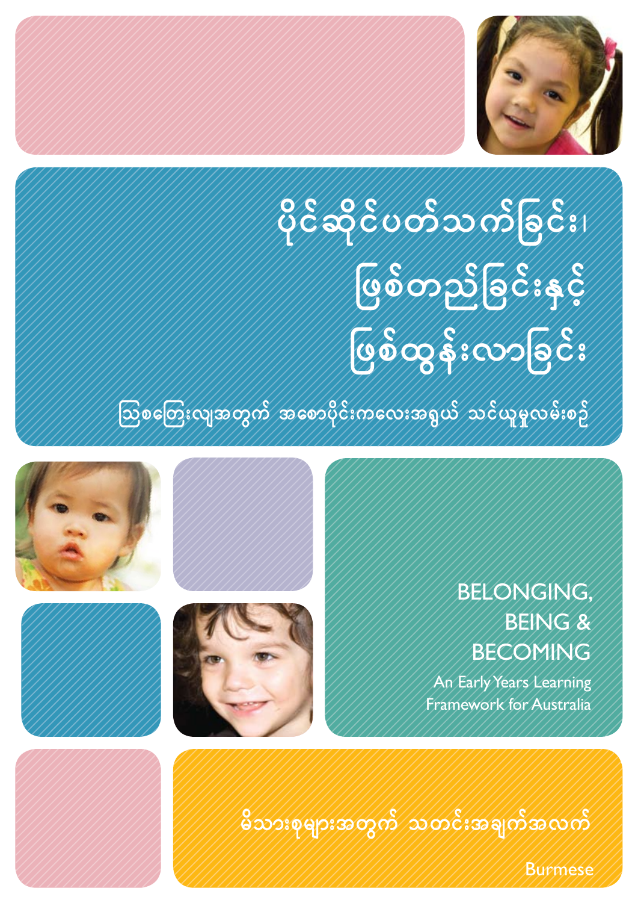# ပိုင်ဆိုင်ပတ်သက်ခြင်း၊ ဖြစ်တည်ခြင်းနှင့် ဖြစ်ထွန်းလာခြင်း

## သြစတြေးလျအတွက် အစောပိုင်းကလေးအရွယ် သင်ယူမှုလမ်းစဉ်

# BELONGING, BEING & BECOMING

## An Early Years Learning Framework for Australia

မိသားစုများအတွက် သတင်းအချက်အလက်

Burmese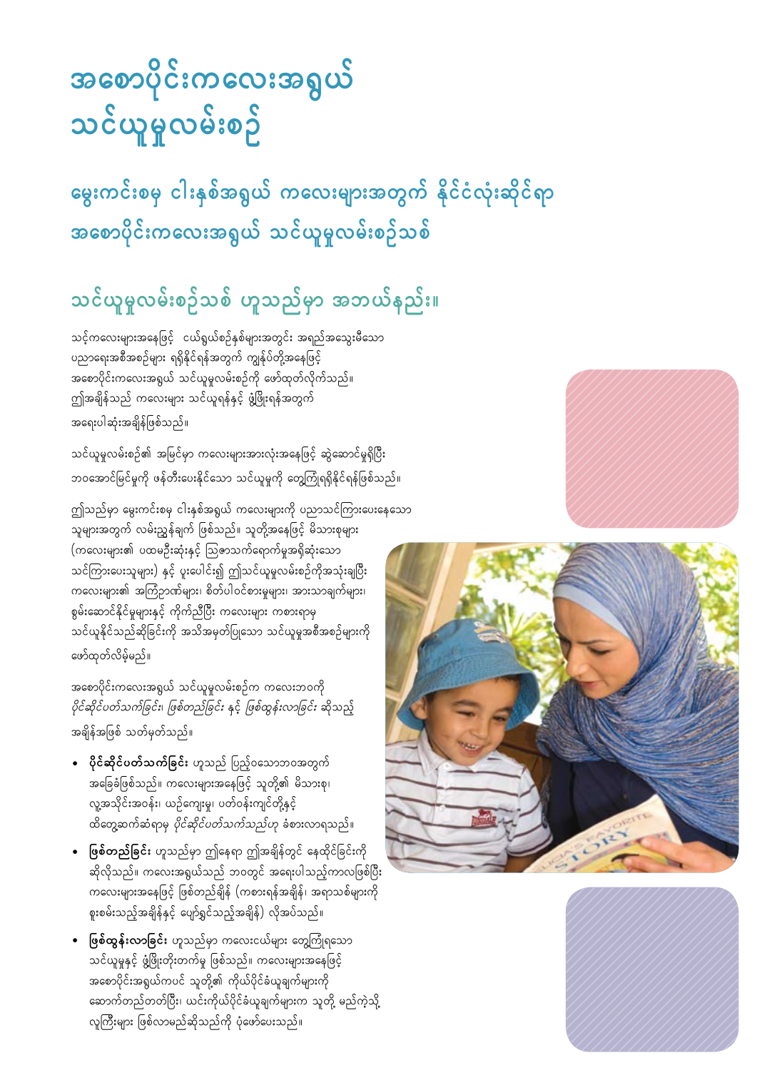# အစောပိုင်းကလေးအရွယ် သင်ယူမှုလမ်းစဉ်

## မွေးကင်းစမှ ငါးနှစ်အရွယ် ကလေးများအတွက် နိုင်ငံလုံးဆိုင်ရာ အစောပိုင်းကလေးအရွယ် သင်ယူမှုလမ်းစဉ်သစ်

## သင်ယူမှုလမ်းစဉ်သစ် ဟူသည်မှာ အဘယ်နည်း။

သင့်ကလေးများအနေဖြင့် ငယ်ရွယ်စဉ်နှစ်များအတွင်း အရည်အသွေးမီသော ပညာရေးအစီအစဉ်များ ရရှိနိုင်ရန်အတွက် ကျွန်ုပ်တို့အနေဖြင့် အစောပိုင်းကလေးအရွယ် သင်ယူမှုလမ်းစဉ်ကို ဖော်ထုတ်လိုက်သည်။ ဤအချိန်သည် ကလေးများ သင်ယူရန်နှင့် ဖွံ့ဖြိုးရန်အတွက် အရေးပါဆုံးအချိန်ဖြစ်သည်။

သင်ယူမှုလမ်းစဉ်၏ အမြင်မှာ ကလေးများအားလုံးအနေဖြင့် ဆွဲဆောင်မှုရှိပြီး ဘဝအောင်မြင်မှုကို ဖန်တီးပေးနိုင်သော သင်ယူမှုကို တွေ့ကြုံရရှိနိုင်ရန်ဖြစ်သည်။

ဤသည်မှာ မွေးကင်းစမှ ငါးနှစ်အရွယ် ကလေးများကို ပညာသင်ကြားပေးနေသော သူများအတွက် လမ်းညွှန်ချက် ဖြစ်သည်။ သူတို့အနေဖြင့် မိသားစုများ (ကလေးများ၏ ပထမဦးဆုံးနှင့် သြဇာသက်ရောက်မှုအရှိဆုံးသော သင်ကြားပေးသူများ) နှင့် ပူးပေါင်း၍ ဤသင်ယူမှုလမ်းစဉ်ကိုအသုံးချပြီး ကလေးများ၏ အကြံဉာဏ်များ၊ စိတ်ပါဝင်စားမှုများ၊ အားသာချက်များ၊ စွမ်းဆောင်နိုင်မှုများနှင့် ကိုက်ညီပြီး ကလေးများ ကစားရာမှ သင်ယူနိုင်သည်ဆိုခြင်းကို အသိအမှတ်ပြုသော သင်ယူမှုအစီအစဉ်များကို ဖော်ထုတ်လိမ့်မည်။

အစောပိုင်းကလေးအရွယ် သင်ယူမှုလမ်းစဉ်က ကလေးဘဝကို *ပိုင်ဆိုင်ပတ်သက်ခြင်း၊ ဖြစ်တည်ခြင်း* နှင့် *ဖြစ်ထွန်းလာခြင်း* ဆိုသည့် အချိန်အဖြစ် သတ်မှတ်သည်။

- **ပိုင်ဆိုင်ပတ်သက်ခြင်း** ဟူသည် ပြည့်ဝသောဘဝအတွက် အခြေခံဖြစ်သည်။ ကလေးများအနေဖြင့် သူတို့၏ မိသားစု၊ လူ့အသိုင်းအဝန်း၊ ယဉ်ကျေးမှု၊ ပတ်ဝန်းကျင်တို့နှင့် ထိတွေ့ဆက်ဆံရာမှ *ပိုင်ဆိုင်ပတ်သက်သည်*ဟု ခံစားလာရသည်။
- **ဖြစ်တည်ခြင်း** ဟူသည်မှာ ဤနေရာ ဤအချိန်တွင် နေထိုင်ခြင်းကို ဆိုလိုသည်။ ကလေးအရွယ်သည် ဘဝတွင် အရေးပါသည့်ကာလဖြစ်ပြီး ကလေးများအနေဖြင့် ဖြစ်တည်ချိန် (ကစားရန်အချိန်၊ အရာသစ်များကို စူးစမ်းသည့်အချိန်နှင့် ပျော်ရွှင်သည့်အချိန်) လိုအပ်သည်။
- **ဖြစ်ထွန်းလာခြင်း** ဟူသည်မှာ ကလေးငယ်များ တွေ့ကြုံရသော သင်ယူမှုနှင့် ဖွံ့ဖြိုးတိုးတက်မှု ဖြစ်သည်။ ကလေးများအနေဖြင့် အစောပိုင်းအရွယ်ကပင် သူတို့၏ ကိုယ်ပိုင်ခံယူချက်များကို ဆောက်တည်တတ်ပြီး၊ ယင်းကိုယ်ပိုင်ခံယူချက်များက သူတို့ မည်ကဲ့သို့ လူကြီးများ ဖြစ်လာမည်ဆိုသည်ကို ပုံဖော်ပေးသည်။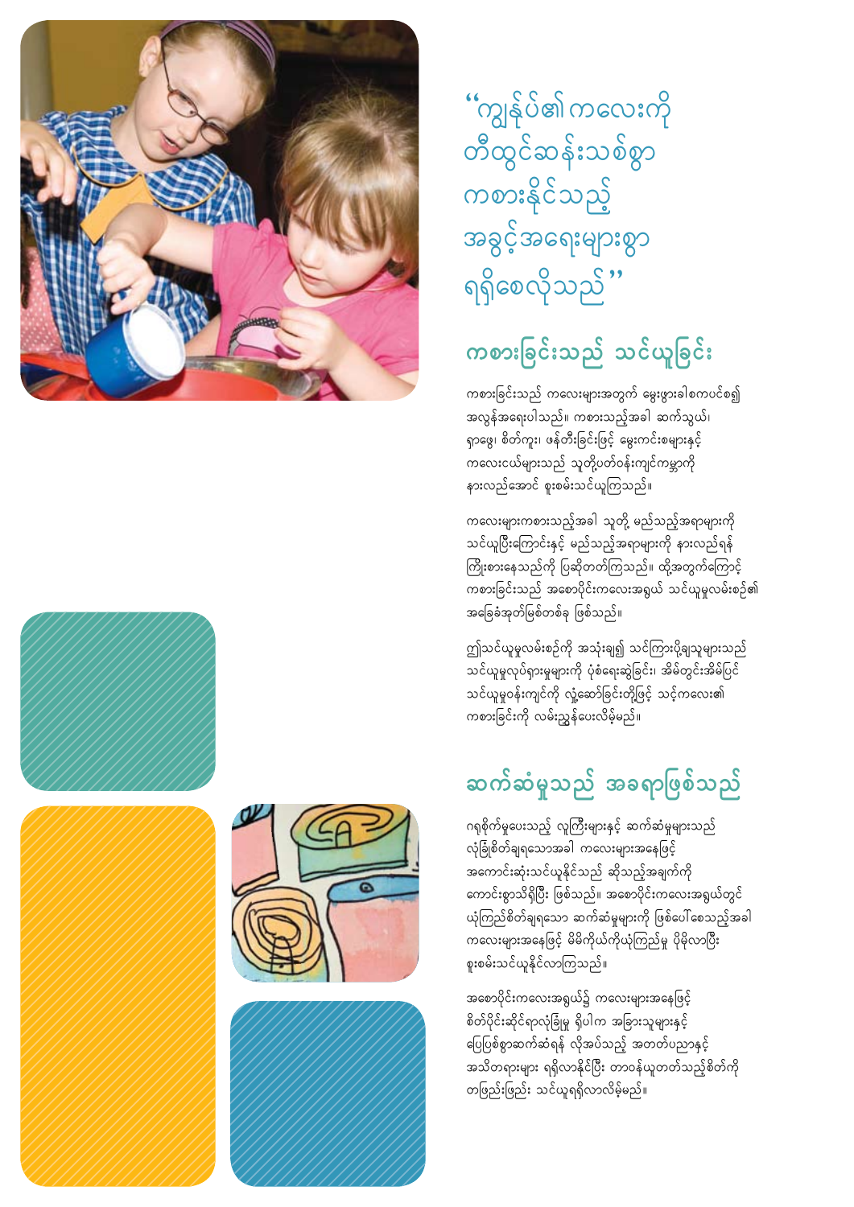"ကျွန်ုပ်၏ကလေးကို တီထွင်ဆန်းသစ်စွာ ကစားနိုင်သည့် အခွင့်အရေးများစွာ ရရှိစေလိုသည်"

## ကစားခြင်းသည် သင်ယူခြင်း

ကစားခြင်းသည် ကလေးများအတွက် မွေးဖွားခါစကပင်စ၍ အလွန်အရေးပါသည်။ ကစားသည့်အခါ ဆက်သွယ်၊ ရှာဖွေ၊ စိတ်ကူး၊ ဖန်တီးခြင်းဖြင့် မွေးကင်းစများနှင့် ကလေးငယ်များသည် သူတို့ပတ်ဝန်းကျင်ကမ္ဘာကို နားလည်အောင် စူးစမ်းသင်ယူကြသည်။

ကလေးများကစားသည့်အခါ သူတို့ မည်သည့်အရာများကို သင်ယူပြီးကြောင်းနှင့် မည်သည့်အရာများကို နားလည်ရန် ကြိုးစားနေသည်ကို ပြဆိုတတ်ကြသည်။ ထို့အတွက်ကြောင့် ကစားခြင်းသည် အစောပိုင်းကလေးအရွယ် သင်ယူမှုလမ်းစဉ်၏ အခြေခံအုတ်မြစ်တစ်ခု ဖြစ်သည်။

ဤသင်ယူမှုလမ်းစဉ်ကို အသုံးချ၍ သင်ကြားပို့ချသူများသည် သင်ယူမှုလုပ်ရှားမှုများကို ပုံစံရေးဆွဲခြင်း၊ အိမ်တွင်းအိမ်ပြင် သင်ယူမှုဝန်းကျင်ကို လှုံ့ဆော်ခြင်းတို့ဖြင့် သင့်ကလေး၏ ကစားခြင်းကို လမ်းညွှန်ပေးလိမ့်မည်။

## ဆက်ဆံမှုသည် အခရာဖြစ်သည်

ဂရုစိုက်မှုပေးသည့် လူကြီးများနှင့် ဆက်ဆံမှုများသည် လုံခြုံစိတ်ချရသောအခါ ကလေးများအနေဖြင့် အကောင်းဆုံးသင်ယူနိုင်သည် ဆိုသည့်အချက်ကို ကောင်းစွာသိရှိပြီး ဖြစ်သည်။ အစောပိုင်းကလေးအရွယ်တွင် ယုံကြည်စိတ်ချရသော ဆက်ဆံမှုများကို ဖြစ်ပေါ်စေသည့်အခါ ကလေးများအနေဖြင့် မိမိကိုယ်ကိုယုံကြည်မှု ပိုမိုလာပြီး စူးစမ်းသင်ယူနိုင်လာကြသည်။

အစောပိုင်းကလေးအရွယ်၌ ကလေးများအနေဖြင့် စိတ်ပိုင်းဆိုင်ရာလုံခြုံမှု ရှိပါက အခြားသူများနှင့် ပြေပြစ်စွာဆက်ဆံရန် လိုအပ်သည့် အတတ်ပညာနှင့် အသိတရားများ ရရှိလာနိုင်ပြီး တာဝန်ယူတတ်သည့်စိတ်ကို တဖြည်းဖြည်း သင်ယူရရှိလာလိမ့်မည်။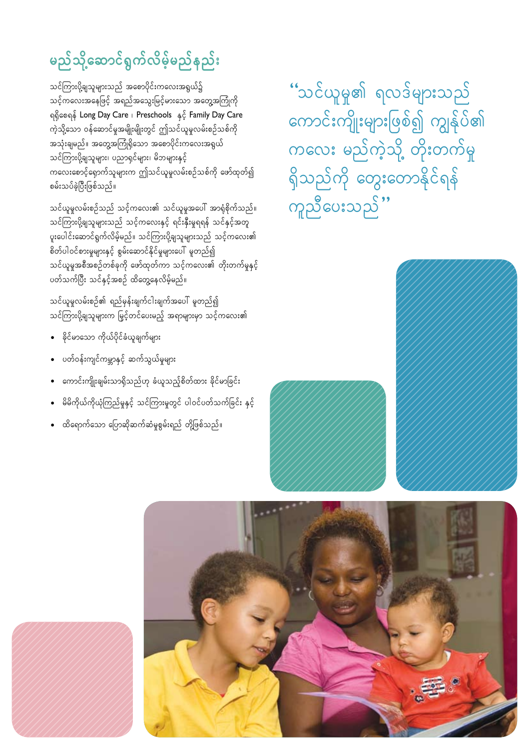## မည်သို့ဆောင်ရွက်လိမ့်မည်နည်း

သင်ကြားပို့ချသူများသည် အစောပိုင်းကလေးအရွယ်၌ သင့်ကလေးအနေဖြင့် အရည်အသွေးမြင့်မားသော အတွေ့အကြုံကို ရရှိစေရန် Long Day Care ၊ Preschools နှင့် Family Day Care ကဲ့သို့သော ဝန်ဆောင်မှုအမျိုးမျိုးတွင် ဤသင်ယူမှုလမ်းစဉ်သစ်ကို အသုံးချမည်။ အတွေ့အကြုံရှိသော အစောပိုင်းကလေးအရွယ် သင်ကြားပို့ချသူများ၊ ပညာရှင်များ၊ မိဘများနှင့် ကလေးစောင့်ရှောက်သူများက ဤသင်ယူမှုလမ်းစဉ်သစ်ကို ဖော်ထုတ်၍ စမ်းသပ်ခဲ့ပြီးဖြစ်သည်။

သင်ယူမှုလမ်းစဉ်သည် သင့်ကလေး၏ သင်ယူမှုအပေါ် အာရုံစိုက်သည်။ သင်ကြားပို့ချသူများသည် သင့်ကလေးနှင့် ရင်းနှီးမှုရရန် သင်နှင့်အတူ ပူးပေါင်းဆောင်ရွက်လိမ့်မည်။ သင်ကြားပို့ချသူများသည် သင့်ကလေး၏ စိတ်ပါဝင်စားမှုများနှင့် စွမ်းဆောင်နိုင်မှုများပေါ် မူတည်၍ သင်ယူမှုအစီအစဉ်တစ်ခုကို ဖော်ထုတ်က သင့်ကလေး၏ တိုးတက်မှုနှင့် ပတ်သက်ပြီး သင်နှင့်အစဉ် ထိတွေ့နေလိမ့်မည်။

သင်ယူမှုလမ်းစဉ်၏ ရည်မှန်းချက်ငါးချက်အပေါ် မူတည်၍ သင်ကြားပို့ချသူများက မြှင့်တင်ပေးမည့် အရာများမှာ သင့်ကလေး၏

- ခိုင်မာသော ကိုယ်ပိုင်ခံယူချက်များ
- ပတ်ဝန်းကျင်ကမ္ဘာနှင့် ဆက်သွယ်မှုများ
- ကောင်းကျိုးချမ်းသာရှိသည်ဟု ခံယူသည့်စိတ်ထား ခိုင်မာခြင်း
- မိမိကိုယ်ကိုယုံကြည်မှုနှင့် သင်ကြားမှုတွင် ပါဝင်ပတ်သက်ခြင်း နှင့်
- ထိရောက်သော ပြောဆိုဆက်ဆံမှုစွမ်းရည် တို့ဖြစ်သည်။

"သင်ယူမှု၏ ရလဒ်များသည် ကောင်းကျိုးများဖြစ်၍ ကျွန်ုပ်၏ ကလေး မည်ကဲ့သို့ တိုးတက်မှု ရှိသည်ကို တွေးတောနိုင်ရန် ကူညီပေးသည်"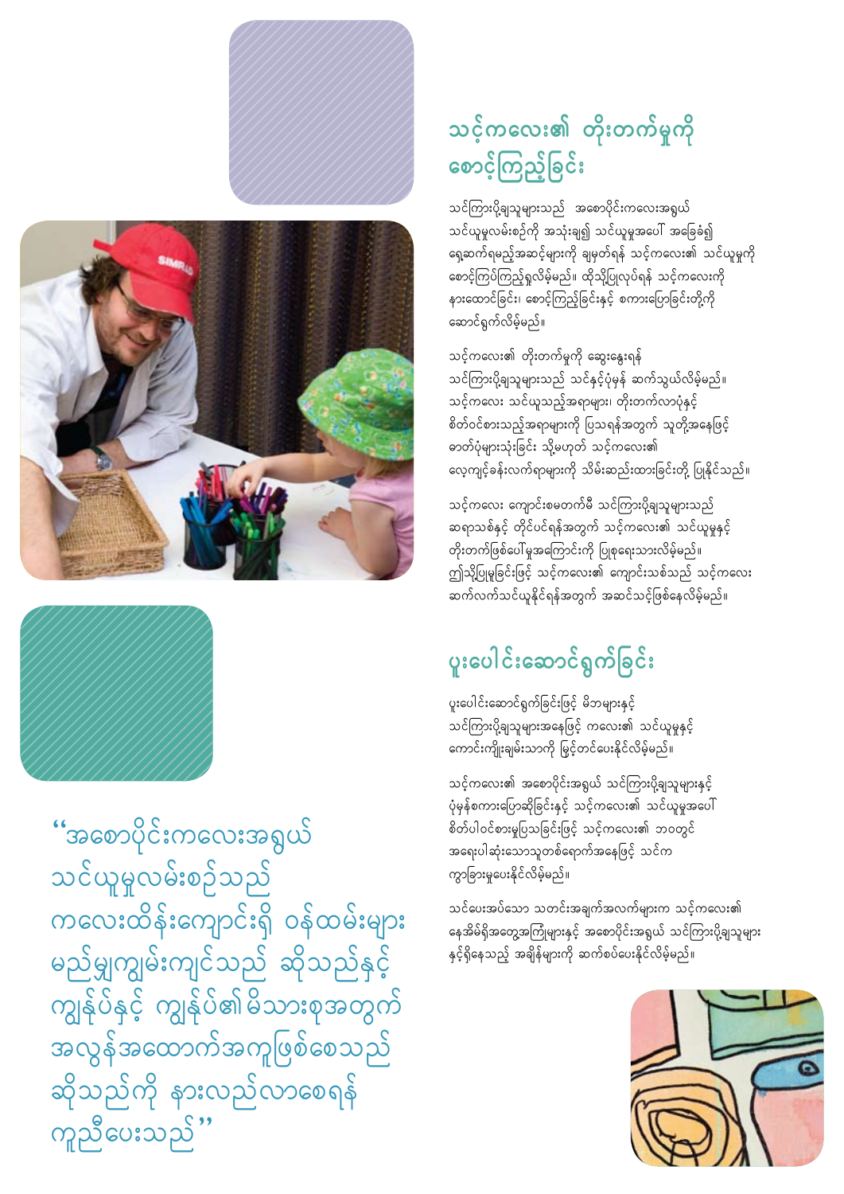## သင့်ကလေး၏ တိုးတက်မှုကို စောင့်ကြည့်ခြင်း

သင်ကြားပို့ချသူများသည် အစောပိုင်းကလေးအရွယ် သင်ယူမှုလမ်းစဉ်ကို အသုံးချ၍ သင်ယူမှုအပေါ် အခြေခံ၍ ရှေ့ဆက်ရမည့်အဆင့်များကို ချမှတ်ရန် သင့်ကလေး၏ သင်ယူမှုကို စောင့်ကြပ်ကြည့်ရှုလိမ့်မည်။ ထိုသို့ပြုလုပ်ရန် သင့်ကလေးကို နားထောင်ခြင်း၊ စောင့်ကြည့်ခြင်းနှင့် စကားပြောခြင်းတို့ကို ဆောင်ရွက်လိမ့်မည်။

သင့်ကလေး၏ တိုးတက်မှုကို ဆွေးနွေးရန် သင်ကြားပို့ချသူများသည် သင်နှင့်ပုံမှန် ဆက်သွယ်လိမ့်မည်။ သင့်ကလေး သင်ယူသည့်အရာများ၊ တိုးတက်လာပုံနှင့် စိတ်ဝင်စားသည့်အရာများကို ပြသရန်အတွက် သူတို့အနေဖြင့် ဓာတ်ပုံများသုံးခြင်း သို့မဟုတ် သင့်ကလေး၏ လေ့ကျင့်ခန်းလက်ရာများကို သိမ်းဆည်းထားခြင်းတို့ ပြုနိုင်သည်။

သင့်ကလေး ကျောင်းစမတက်မီ သင်ကြားပို့ချသူများသည် ဆရာသစ်နှင့် တိုင်ပင်ရန်အတွက် သင့်ကလေး၏ သင်ယူမှုနှင့် တိုးတက်ဖြစ်ပေါ်မှုအကြောင်းကို ပြုစုရေးသားလိမ့်မည်။ ဤသို့ပြုမှုခြင်းဖြင့် သင့်ကလေး၏ ကျောင်းသစ်သည် သင့်ကလေး ဆက်လက်သင်ယူနိုင်ရန်အတွက် အဆင်သင့်ဖြစ်နေလိမ့်မည်။

## ပူးပေါင်းဆောင်ရွက်ခြင်း

ပူးပေါင်းဆောင်ရွက်ခြင်းဖြင့် မိဘများနှင့် သင်ကြားပို့ချသူများအနေဖြင့် ကလေး၏ သင်ယူမှုနှင့် ကောင်းကျိုးချမ်းသာကို မြင့်တင်ပေးနိုင်လိမ့်မည်။

သင့်ကလေး၏ အစောပိုင်းအရွယ် သင်ကြားပို့ချသူများနှင့် ပုံမှန်စကားပြောဆိုခြင်းနှင့် သင့်ကလေး၏ သင်ယူမှုအပေါ် စိတ်ပါဝင်စားမှုပြသခြင်းဖြင့် သင့်ကလေး၏ ဘဝတွင် အရေးပါဆုံးသောသူတစ်ရောက်အနေဖြင့် သင်က ကွာခြားမှုပေးနိုင်လိမ့်မည်။

သင်ပေးအပ်သော သတင်းအချက်အလက်များက သင့်ကလေး၏ နေအိမ်ရှိအတွေ့အကြုံများနှင့် အစောပိုင်းအရွယ် သင်ကြားပို့ချသူများနှင့်ရှိနေသည့် အချိန်များကို ဆက်စပ်ပေးနိုင်လိမ့်မည်။

> "အစောပိုင်းကလေးအရွယ် သင်ယူမှုလမ်းစဉ်သည် ကလေးထိန်းကျောင်းရှိ ဝန်ထမ်းများ မည်မျှကျွမ်းကျင်သည် ဆိုသည်နှင့် ကျွန်ုပ်နှင့် ကျွန်ုပ်၏မိသားစုအတွက် အလွန်အထောက်အကူဖြစ်စေသည် ဆိုသည်ကို နားလည်လာစေရန် ကူညီပေးသည်"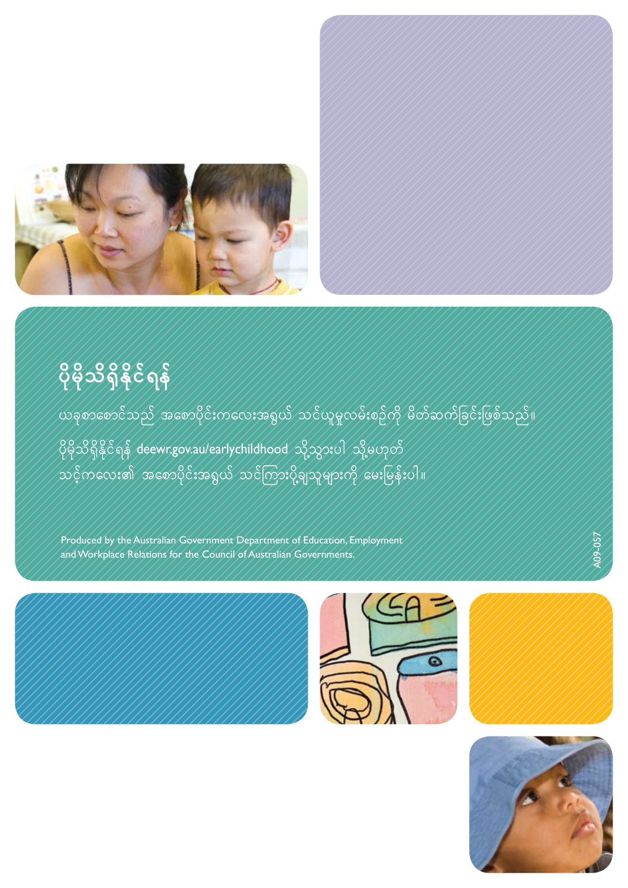# ပိုမိုသိရှိနိုင်ရန်

ယခုစာစောင်သည် အစောပိုင်းကလေးအရွယ် သင်ယူမှုလမ်းစဉ်ကို မိတ်ဆက်ခြင်းဖြစ်သည်။

ပိုမိုသိရှိနိုင်ရန် **deewr.gov.au/earlychildhood** သို့သွားပါ သို့မဟုတ် သင့်ကလေး၏ အစောပိုင်းအရွယ် သင်ကြားပို့ချသူများကို မေးမြန်းပါ။

Produced by the Australian Government Department of Education, Employment and Workplace Relations for the Council of Australian Governments.

A09-057